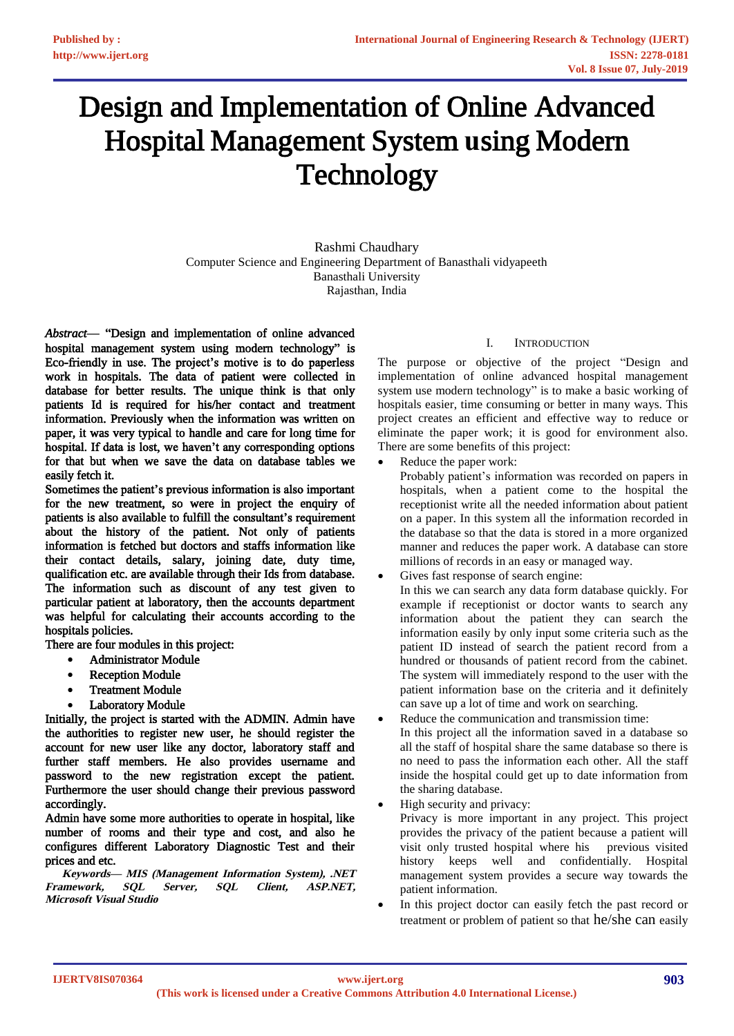# Design and Implementation of Online Advanced Hospital Management System using Modern Technology

Rashmi Chaudhary
Computer Science and Engineering Department of Banasthali vidyapeeth
Banasthali University
Rajasthan, India

***Abstract*— "Design and implementation of online advanced hospital management system using modern technology" is Eco-friendly in use. The project's motive is to do paperless work in hospitals. The data of patient were collected in database for better results. The unique think is that only patients Id is required for his/her contact and treatment information. Previously when the information was written on paper, it was very typical to handle and care for long time for hospital. If data is lost, we haven't any corresponding options for that but when we save the data on database tables we easily fetch it.**

**Sometimes the patient's previous information is also important for the new treatment, so were in project the enquiry of patients is also available to fulfill the consultant's requirement about the history of the patient. Not only of patients information is fetched but doctors and staffs information like their contact details, salary, joining date, duty time, qualification etc. are available through their Ids from database. The information such as discount of any test given to particular patient at laboratory, then the accounts department was helpful for calculating their accounts according to the hospitals policies.**

**There are four modules in this project:**

- **Administrator Module**
- **Reception Module**
- **Treatment Module**
- **Laboratory Module**

**Initially, the project is started with the ADMIN. Admin have the authorities to register new user, he should register the account for new user like any doctor, laboratory staff and further staff members. He also provides username and password to the new registration except the patient. Furthermore the user should change their previous password accordingly.**

**Admin have some more authorities to operate in hospital, like number of rooms and their type and cost, and also he configures different Laboratory Diagnostic Test and their prices and etc.**

***Keywords*— *MIS (Management Information System), .NET Framework, SQL Server, SQL Client, ASP.NET, Microsoft Visual Studio***

## I. INTRODUCTION

The purpose or objective of the project "Design and implementation of online advanced hospital management system use modern technology" is to make a basic working of hospitals easier, time consuming or better in many ways. This project creates an efficient and effective way to reduce or eliminate the paper work; it is good for environment also. There are some benefits of this project:

- Reduce the paper work:
  Probably patient's information was recorded on papers in hospitals, when a patient come to the hospital the receptionist write all the needed information about patient on a paper. In this system all the information recorded in the database so that the data is stored in a more organized manner and reduces the paper work. A database can store millions of records in an easy or managed way.
- Gives fast response of search engine:
  In this we can search any data form database quickly. For example if receptionist or doctor wants to search any information about the patient they can search the information easily by only input some criteria such as the patient ID instead of search the patient record from a hundred or thousands of patient record from the cabinet. The system will immediately respond to the user with the patient information base on the criteria and it definitely can save up a lot of time and work on searching.
- Reduce the communication and transmission time:
  In this project all the information saved in a database so all the staff of hospital share the same database so there is no need to pass the information each other. All the staff inside the hospital could get up to date information from the sharing database.
- High security and privacy:
  Privacy is more important in any project. This project provides the privacy of the patient because a patient will visit only trusted hospital where his previous visited history keeps well and confidentially. Hospital management system provides a secure way towards the patient information.
- In this project doctor can easily fetch the past record or treatment or problem of patient so that he/she can easily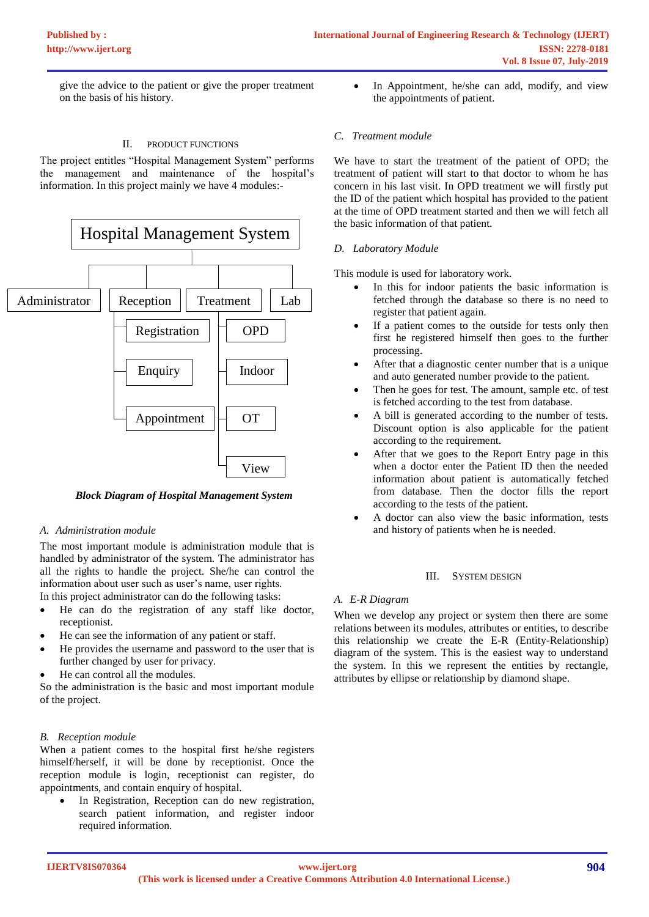give the advice to the patient or give the proper treatment on the basis of his history.

## II. PRODUCT FUNCTIONS

The project entitles "Hospital Management System" performs the management and maintenance of the hospital's information. In this project mainly we have 4 modules:-

Hospital Management System

Administrator | Reception | Treatment | Lab

Reception: Registration, Enquiry, Appointment

Treatment: OPD, Indoor, OT, View

***Block Diagram of Hospital Management System***

### *A. Administration module*

The most important module is administration module that is handled by administrator of the system. The administrator has all the rights to handle the project. She/he can control the information about user such as user's name, user rights.

In this project administrator can do the following tasks:

- He can do the registration of any staff like doctor, receptionist.
- He can see the information of any patient or staff.
- He provides the username and password to the user that is further changed by user for privacy.
- He can control all the modules.

So the administration is the basic and most important module of the project.

### *B. Reception module*

When a patient comes to the hospital first he/she registers himself/herself, it will be done by receptionist. Once the reception module is login, receptionist can register, do appointments, and contain enquiry of hospital.

- In Registration, Reception can do new registration, search patient information, and register indoor required information.
- In Appointment, he/she can add, modify, and view the appointments of patient.

### *C. Treatment module*

We have to start the treatment of the patient of OPD; the treatment of patient will start to that doctor to whom he has concern in his last visit. In OPD treatment we will firstly put the ID of the patient which hospital has provided to the patient at the time of OPD treatment started and then we will fetch all the basic information of that patient.

### *D. Laboratory Module*

This module is used for laboratory work.

- In this for indoor patients the basic information is fetched through the database so there is no need to register that patient again.
- If a patient comes to the outside for tests only then first he registered himself then goes to the further processing.
- After that a diagnostic center number that is a unique and auto generated number provide to the patient.
- Then he goes for test. The amount, sample etc. of test is fetched according to the test from database.
- A bill is generated according to the number of tests. Discount option is also applicable for the patient according to the requirement.
- After that we goes to the Report Entry page in this when a doctor enter the Patient ID then the needed information about patient is automatically fetched from database. Then the doctor fills the report according to the tests of the patient.
- A doctor can also view the basic information, tests and history of patients when he is needed.

## III. SYSTEM DESIGN

### *A. E-R Diagram*

When we develop any project or system then there are some relations between its modules, attributes or entities, to describe this relationship we create the E-R (Entity-Relationship) diagram of the system. This is the easiest way to understand the system. In this we represent the entities by rectangle, attributes by ellipse or relationship by diamond shape.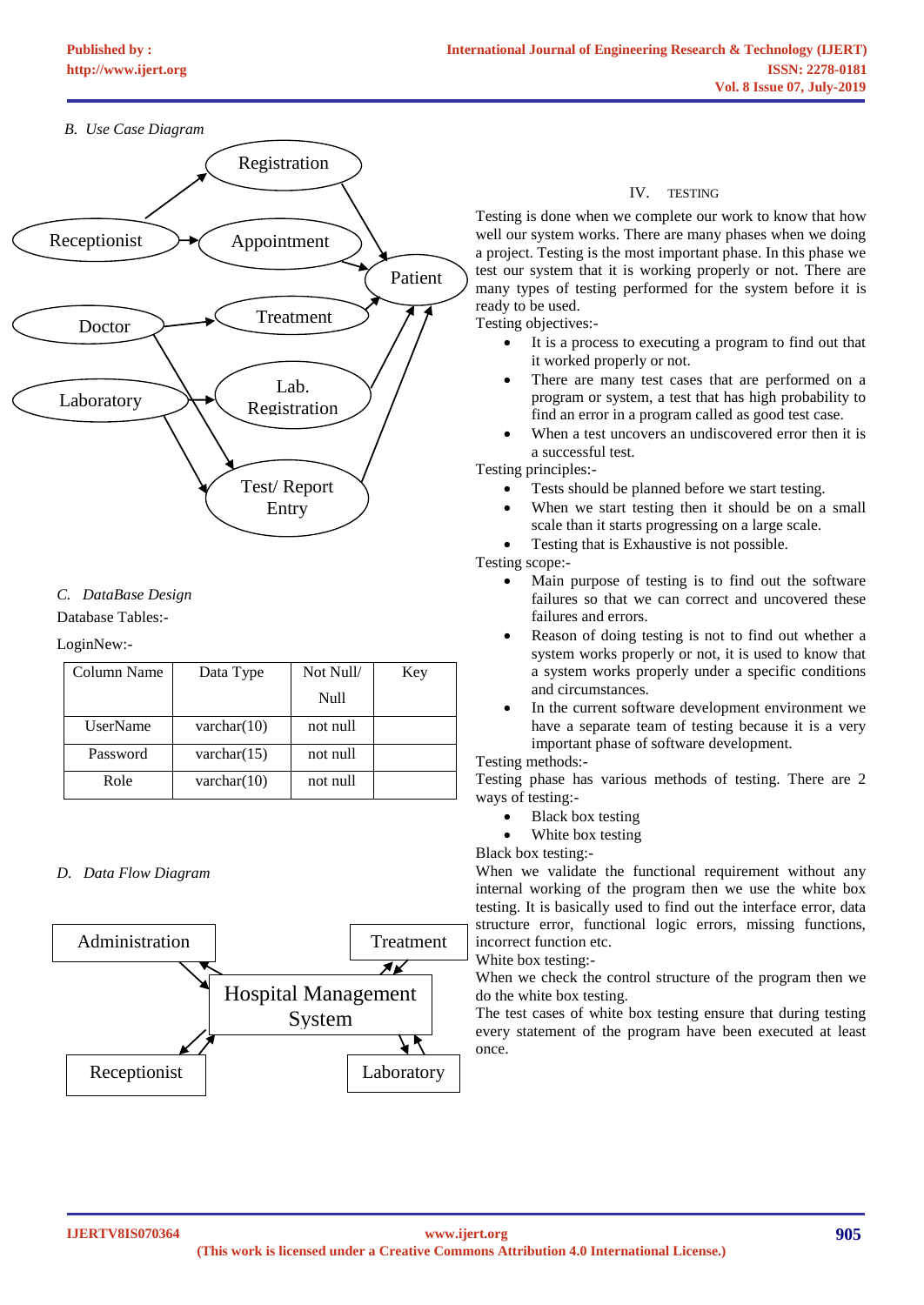*B. Use Case Diagram*

Registration

Receptionist

Appointment

Patient

Doctor

Treatment

Laboratory

Lab. Registration

Test/ Report Entry

*C. DataBase Design*

Database Tables:-

LoginNew:-

| Column Name | Data Type | Not Null/ Null | Key |
|---|---|---|---|
| UserName | varchar(10) | not null | |
| Password | varchar(15) | not null | |
| Role | varchar(10) | not null | |

*D. Data Flow Diagram*

Administration

Treatment

Hospital Management System

Receptionist

Laboratory

## IV. TESTING

Testing is done when we complete our work to know that how well our system works. There are many phases when we doing a project. Testing is the most important phase. In this phase we test our system that it is working properly or not. There are many types of testing performed for the system before it is ready to be used.

Testing objectives:-

- It is a process to executing a program to find out that it worked properly or not.
- There are many test cases that are performed on a program or system, a test that has high probability to find an error in a program called as good test case.
- When a test uncovers an undiscovered error then it is a successful test.

Testing principles:-

- Tests should be planned before we start testing.
- When we start testing then it should be on a small scale than it starts progressing on a large scale.
- Testing that is Exhaustive is not possible.

Testing scope:-

- Main purpose of testing is to find out the software failures so that we can correct and uncovered these failures and errors.
- Reason of doing testing is not to find out whether a system works properly or not, it is used to know that a system works properly under a specific conditions and circumstances.
- In the current software development environment we have a separate team of testing because it is a very important phase of software development.

Testing methods:-

Testing phase has various methods of testing. There are 2 ways of testing:-

- Black box testing
- White box testing

Black box testing:-

When we validate the functional requirement without any internal working of the program then we use the white box testing. It is basically used to find out the interface error, data structure error, functional logic errors, missing functions, incorrect function etc.

White box testing:-

When we check the control structure of the program then we do the white box testing.

The test cases of white box testing ensure that during testing every statement of the program have been executed at least once.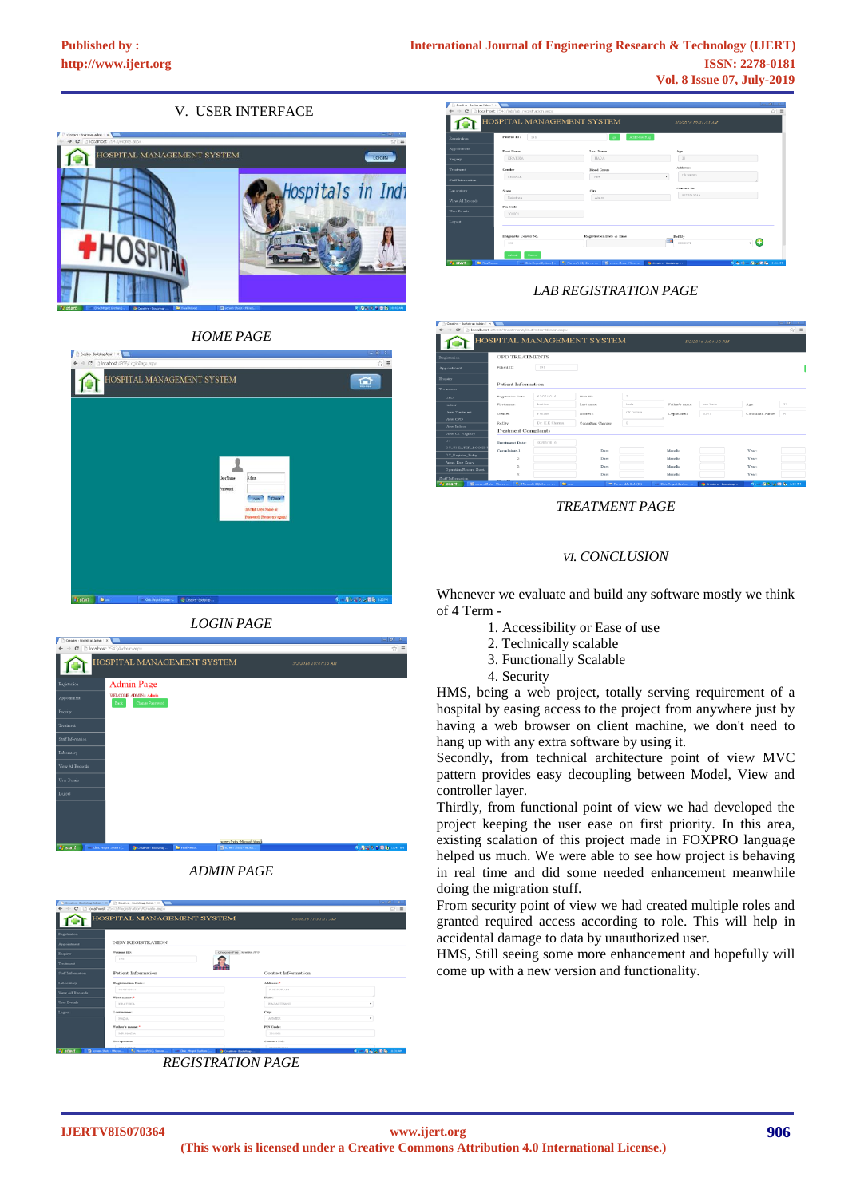## V. USER INTERFACE

*HOME PAGE*

*LOGIN PAGE*

*ADMIN PAGE*

*REGISTRATION PAGE*

*LAB REGISTRATION PAGE*

*TREATMENT PAGE*

## VI. CONCLUSION

Whenever we evaluate and build any software mostly we think of 4 Term -

1. Accessibility or Ease of use
2. Technically scalable
3. Functionally Scalable
4. Security

HMS, being a web project, totally serving requirement of a hospital by easing access to the project from anywhere just by having a web browser on client machine, we don't need to hang up with any extra software by using it.

Secondly, from technical architecture point of view MVC pattern provides easy decoupling between Model, View and controller layer.

Thirdly, from functional point of view we had developed the project keeping the user ease on first priority. In this area, existing scalation of this project made in FOXPRO language helped us much. We were able to see how project is behaving in real time and did some needed enhancement meanwhile doing the migration stuff.

From security point of view we had created multiple roles and granted required access according to role. This will help in accidental damage to data by unauthorized user.

HMS, Still seeing some more enhancement and hopefully will come up with a new version and functionality.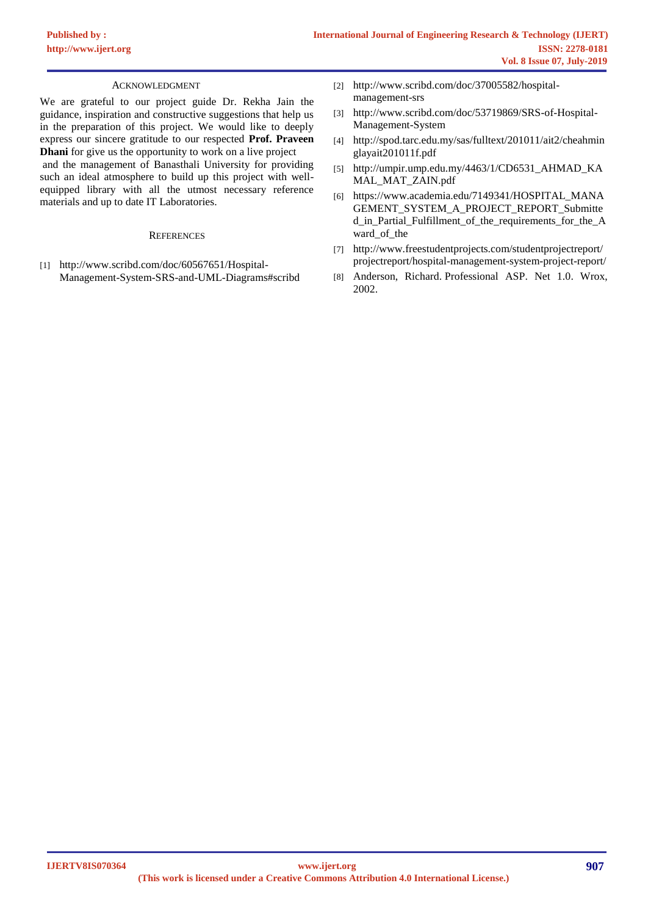## ACKNOWLEDGMENT

We are grateful to our project guide Dr. Rekha Jain the guidance, inspiration and constructive suggestions that help us in the preparation of this project. We would like to deeply express our sincere gratitude to our respected **Prof. Praveen Dhani** for give us the opportunity to work on a live project and the management of Banasthali University for providing such an ideal atmosphere to build up this project with well-equipped library with all the utmost necessary reference materials and up to date IT Laboratories.

## REFERENCES

[1] http://www.scribd.com/doc/60567651/Hospital-Management-System-SRS-and-UML-Diagrams#scribd

[2] http://www.scribd.com/doc/37005582/hospital-management-srs

[3] http://www.scribd.com/doc/53719869/SRS-of-Hospital-Management-System

[4] http://spod.tarc.edu.my/sas/fulltext/201011/ait2/cheahminglayait201011f.pdf

[5] http://umpir.ump.edu.my/4463/1/CD6531_AHMAD_KAMAL_MAT_ZAIN.pdf

[6] https://www.academia.edu/7149341/HOSPITAL_MANAGEMENT_SYSTEM_A_PROJECT_REPORT_Submitted_in_Partial_Fulfillment_of_the_requirements_for_the_Award_of_the

[7] http://www.freestudentprojects.com/studentprojectreport/projectreport/hospital-management-system-project-report/

[8] Anderson, Richard. Professional ASP. Net 1.0. Wrox, 2002.